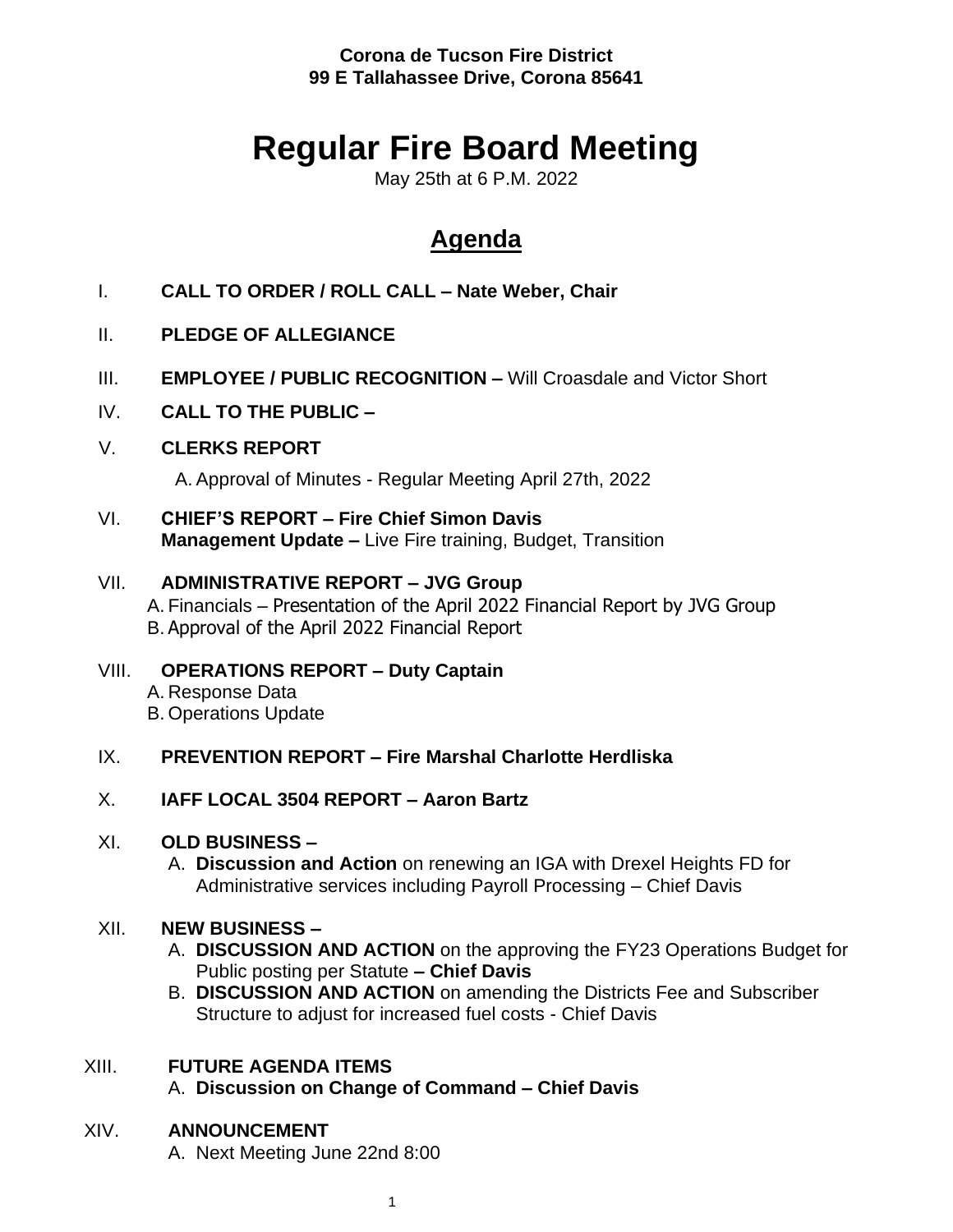**Corona de Tucson Fire District**
**99 E Tallahassee Drive, Corona 85641**

# Regular Fire Board Meeting

May 25th at 6 P.M. 2022

## Agenda

I. **CALL TO ORDER / ROLL CALL – Nate Weber, Chair**

II. **PLEDGE OF ALLEGIANCE**

III. **EMPLOYEE / PUBLIC RECOGNITION –** Will Croasdale and Victor Short

IV. **CALL TO THE PUBLIC –**

V. **CLERKS REPORT**

A. Approval of Minutes - Regular Meeting April 27th, 2022

VI. **CHIEF'S REPORT – Fire Chief Simon Davis**
**Management Update –** Live Fire training, Budget, Transition

VII. **ADMINISTRATIVE REPORT – JVG Group**

A. Financials – Presentation of the April 2022 Financial Report by JVG Group
B. Approval of the April 2022 Financial Report

VIII. **OPERATIONS REPORT – Duty Captain**

A. Response Data
B. Operations Update

IX. **PREVENTION REPORT – Fire Marshal Charlotte Herdliska**

X. **IAFF LOCAL 3504 REPORT – Aaron Bartz**

XI. **OLD BUSINESS –**

A. **Discussion and Action** on renewing an IGA with Drexel Heights FD for Administrative services including Payroll Processing – Chief Davis

XII. **NEW BUSINESS –**

A. **DISCUSSION AND ACTION** on the approving the FY23 Operations Budget for Public posting per Statute **– Chief Davis**
B. **DISCUSSION AND ACTION** on amending the Districts Fee and Subscriber Structure to adjust for increased fuel costs - Chief Davis

XIII. **FUTURE AGENDA ITEMS**

A. **Discussion on Change of Command – Chief Davis**

XIV. **ANNOUNCEMENT**

A. Next Meeting June 22nd 8:00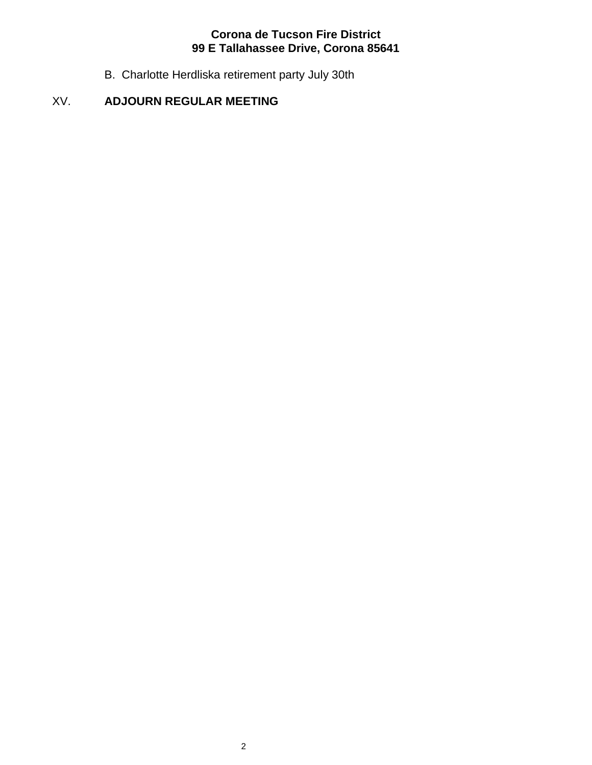B. Charlotte Herdliska retirement party July 30th

XV. **ADJOURN REGULAR MEETING**